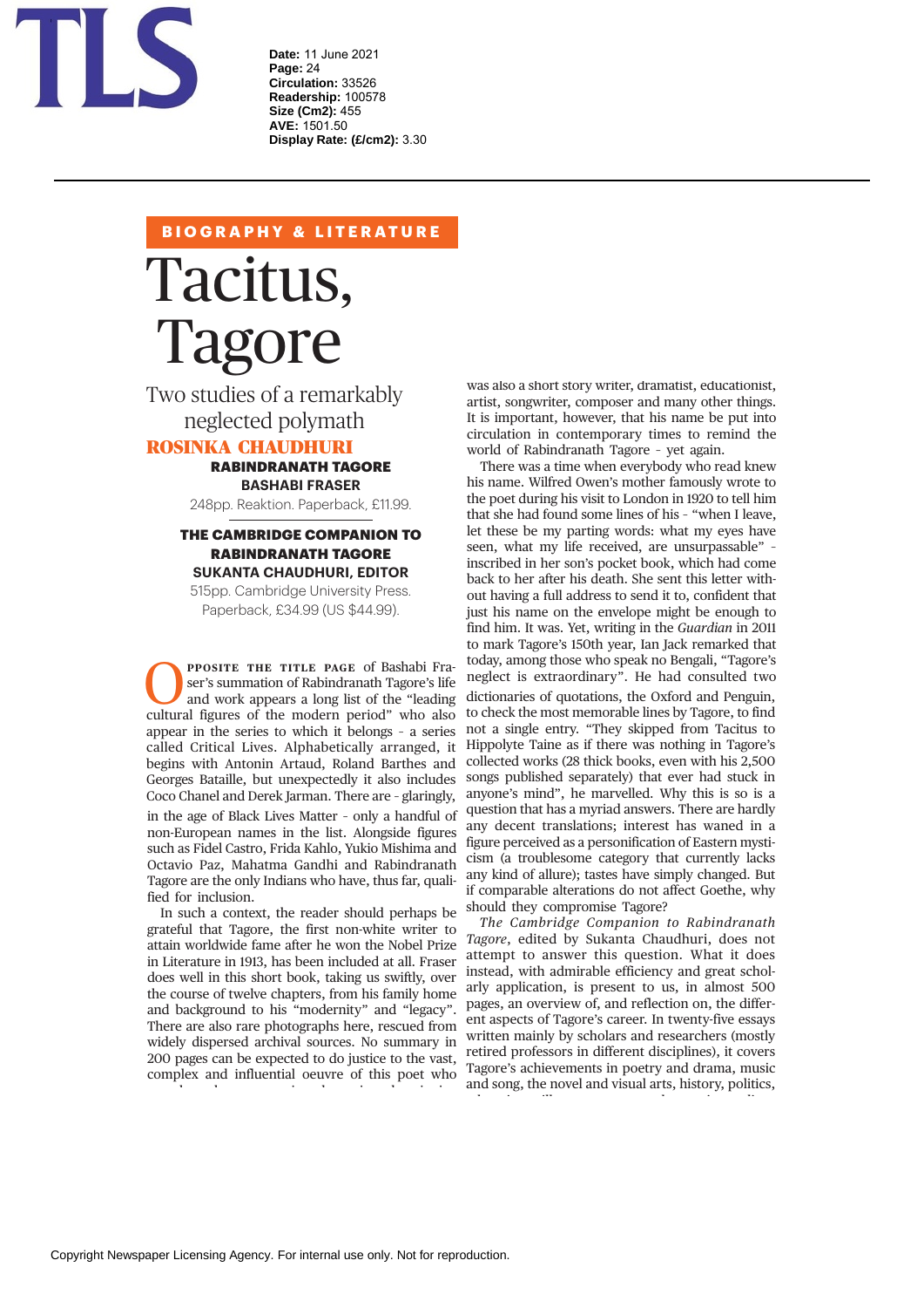**BIOGRAPHY & LITERATURE**

# Tacitus, Tagore

## Two studies of a remarkably neglected polymath

**ROSINKA CHAUDHURI**

**RABINDRANATH TAGORE**
**BASHABI FRASER**
248pp. Reaktion. Paperback, £11.99.

**THE CAMBRIDGE COMPANION TO RABINDRANATH TAGORE**
**SUKANTA CHAUDHURI, EDITOR**
515pp. Cambridge University Press. Paperback, £34.99 (US $44.99).

Opposite the title page of Bashabi Fraser's summation of Rabindranath Tagore's life and work appears a long list of the "leading cultural figures of the modern period" who also appear in the series to which it belongs – a series called Critical Lives. Alphabetically arranged, it begins with Antonin Artaud, Roland Barthes and Georges Bataille, but unexpectedly it also includes Coco Chanel and Derek Jarman. There are – glaringly, in the age of Black Lives Matter – only a handful of non-European names in the list. Alongside figures such as Fidel Castro, Frida Kahlo, Yukio Mishima and Octavio Paz, Mahatma Gandhi and Rabindranath Tagore are the only Indians who have, thus far, qualified for inclusion.

In such a context, the reader should perhaps be grateful that Tagore, the first non-white writer to attain worldwide fame after he won the Nobel Prize in Literature in 1913, has been included at all. Fraser does well in this short book, taking us swiftly, over the course of twelve chapters, from his family home and background to his "modernity" and "legacy". There are also rare photographs here, rescued from widely dispersed archival sources. No summary in 200 pages can be expected to do justice to the vast, complex and influential oeuvre of this poet who was also a short story writer, dramatist, educationist, artist, songwriter, composer and many other things. It is important, however, that his name be put into circulation in contemporary times to remind the world of Rabindranath Tagore – yet again.

There was a time when everybody who read knew his name. Wilfred Owen's mother famously wrote to the poet during his visit to London in 1920 to tell him that she had found some lines of his – "when I leave, let these be my parting words: what my eyes have seen, what my life received, are unsurpassable" – inscribed in her son's pocket book, which had come back to her after his death. She sent this letter without having a full address to send it to, confident that just his name on the envelope might be enough to find him. It was. Yet, writing in the *Guardian* in 2011 to mark Tagore's 150th year, Ian Jack remarked that today, among those who speak no Bengali, "Tagore's neglect is extraordinary". He had consulted two dictionaries of quotations, the Oxford and Penguin, to check the most memorable lines by Tagore, to find not a single entry. "They skipped from Tacitus to Hippolyte Taine as if there was nothing in Tagore's collected works (28 thick books, even with his 2,500 songs published separately) that ever had stuck in anyone's mind", he marvelled. Why this is so is a question that has a myriad answers. There are hardly any decent translations; interest has waned in a figure perceived as a personification of Eastern mysticism (a troublesome category that currently lacks any kind of allure); tastes have simply changed. But if comparable alterations do not affect Goethe, why should they compromise Tagore?

*The Cambridge Companion to Rabindranath Tagore*, edited by Sukanta Chaudhuri, does not attempt to answer this question. What it does instead, with admirable efficiency and great scholarly application, is present to us, in almost 500 pages, an overview of, and reflection on, the different aspects of Tagore's career. In twenty-five essays written mainly by scholars and researchers (mostly retired professors in different disciplines), it covers Tagore's achievements in poetry and drama, music and song, the novel and visual arts, history, politics,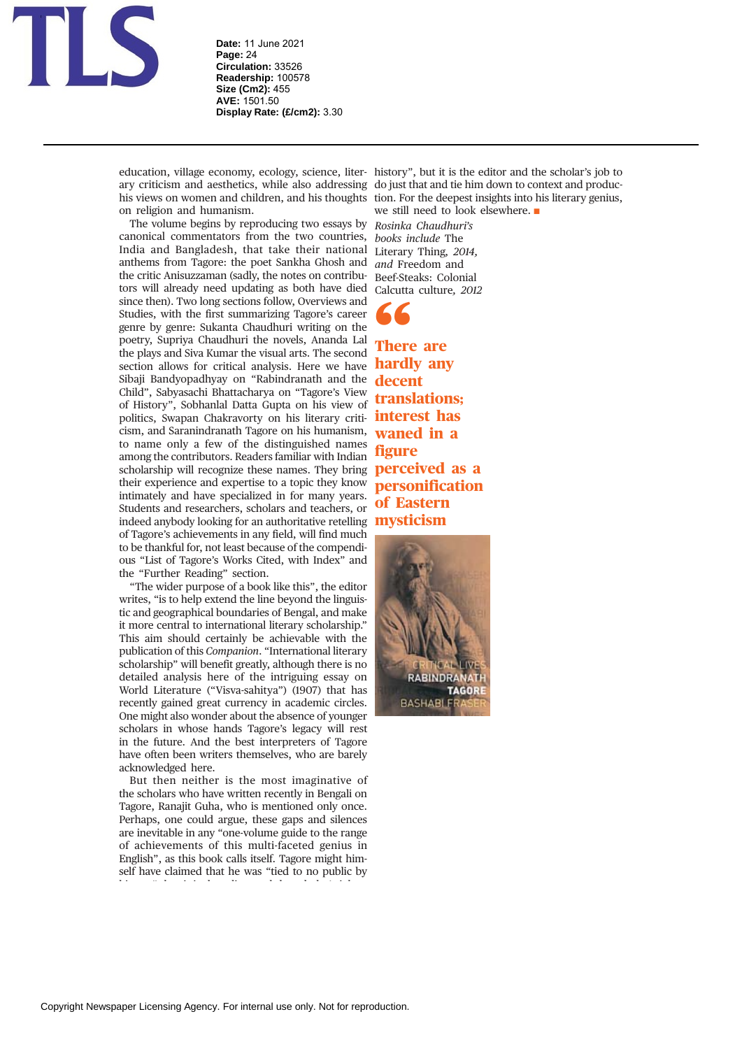education, village economy, ecology, science, literary criticism and aesthetics, while also addressing his views on women and children, and his thoughts on religion and humanism.

The volume begins by reproducing two essays by canonical commentators from the two countries, India and Bangladesh, that take their national anthems from Tagore: the poet Sankha Ghosh and the critic Anisuzzaman (sadly, the notes on contributors will already need updating as both have died since then). Two long sections follow, Overviews and Studies, with the first summarizing Tagore's career genre by genre: Sukanta Chaudhuri writing on the poetry, Supriya Chaudhuri the novels, Ananda Lal the plays and Siva Kumar the visual arts. The second section allows for critical analysis. Here we have Sibaji Bandyopadhyay on "Rabindranath and the Child", Sabyasachi Bhattacharya on "Tagore's View of History", Sobhanlal Datta Gupta on his view of politics, Swapan Chakravorty on his literary criticism, and Saranindranath Tagore on his humanism, to name only a few of the distinguished names among the contributors. Readers familiar with Indian scholarship will recognize these names. They bring their experience and expertise to a topic they know intimately and have specialized in for many years. Students and researchers, scholars and teachers, or indeed anybody looking for an authoritative retelling of Tagore's achievements in any field, will find much to be thankful for, not least because of the compendious "List of Tagore's Works Cited, with Index" and the "Further Reading" section.

"The wider purpose of a book like this", the editor writes, "is to help extend the line beyond the linguistic and geographical boundaries of Bengal, and make it more central to international literary scholarship." This aim should certainly be achievable with the publication of this *Companion*. "International literary scholarship" will benefit greatly, although there is no detailed analysis here of the intriguing essay on World Literature ("Visva-sahitya") (1907) that has recently gained great currency in academic circles. One might also wonder about the absence of younger scholars in whose hands Tagore's legacy will rest in the future. And the best interpreters of Tagore have often been writers themselves, who are barely acknowledged here.

But then neither is the most imaginative of the scholars who have written recently in Bengali on Tagore, Ranajit Guha, who is mentioned only once. Perhaps, one could argue, these gaps and silences are inevitable in any "one-volume guide to the range of achievements of this multi-faceted genius in English", as this book calls itself. Tagore might himself have claimed that he was "tied to no public by history", but it is the editor and the scholar's job to do just that and tie him down to context and production. For the deepest insights into his literary genius, we still need to look elsewhere. ■

*Rosinka Chaudhuri's books include* The Literary Thing, *2014, and* Freedom and Beef-Steaks: Colonial Calcutta culture, *2012*

> **"There are hardly any decent translations; interest has waned in a figure perceived as a personification of Eastern mysticism**